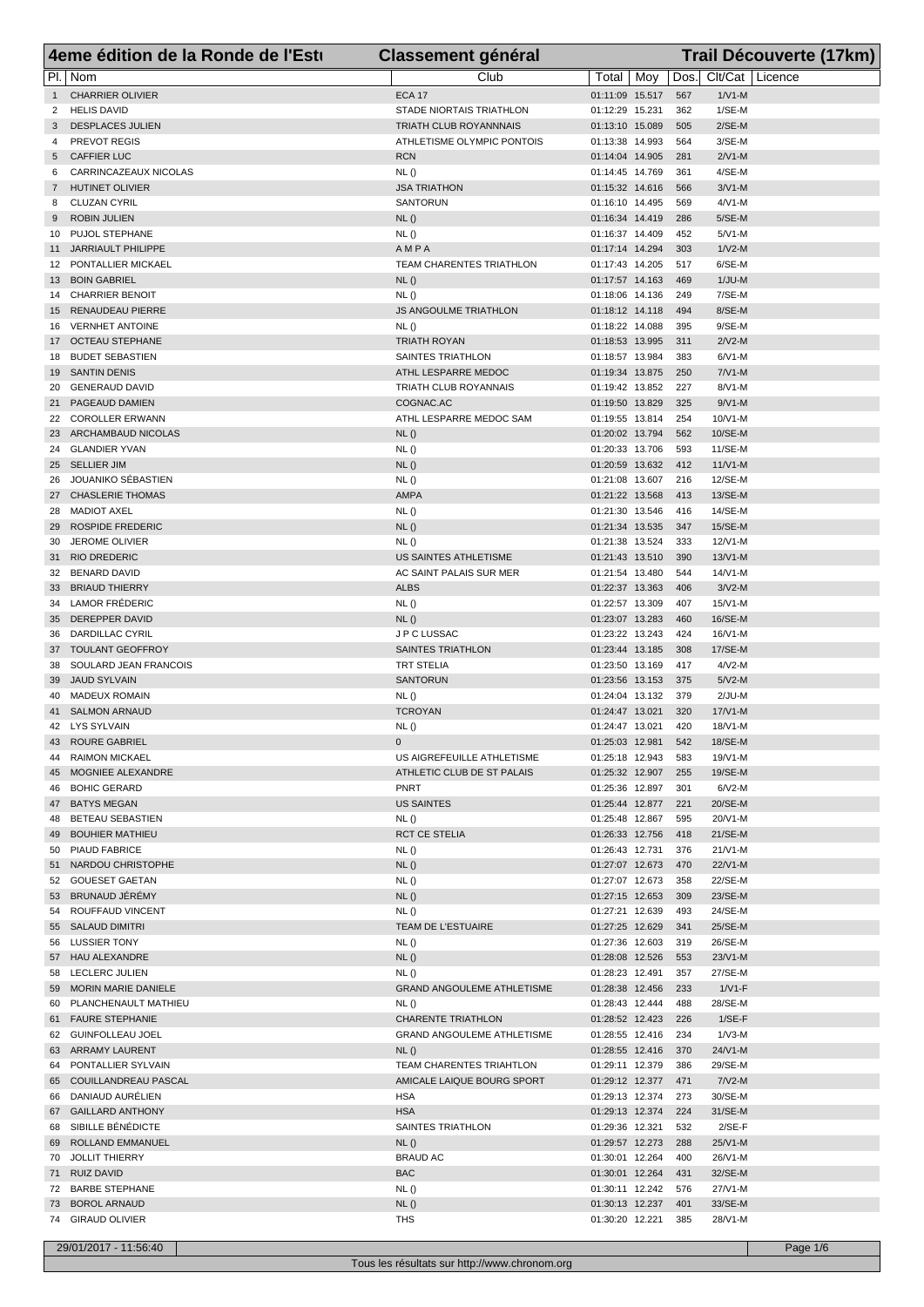# 4eme édition de la Ronde de l'Estu — Classement général — Trail Découverte (17km)

| Pl. | Nom | Club | Total | Moy | Dos. | Clt/Cat | Licence |
|---|---|---|---|---|---|---|---|
| 1 | CHARRIER OLIVIER | ECA 17 | 01:11:09 | 15.517 | 567 | 1/V1-M | |
| 2 | HELIS DAVID | STADE NIORTAIS TRIATHLON | 01:12:29 | 15.231 | 362 | 1/SE-M | |
| 3 | DESPLACES JULIEN | TRIATH CLUB ROYANNAIS | 01:13:10 | 15.089 | 505 | 2/SE-M | |
| 4 | PREVOT REGIS | ATHLETISME OLYMPIC PONTOIS | 01:13:38 | 14.993 | 564 | 3/SE-M | |
| 5 | CAFFIER LUC | RCN | 01:14:04 | 14.905 | 281 | 2/V1-M | |
| 6 | CARRINCAZEAUX NICOLAS | NL () | 01:14:45 | 14.769 | 361 | 4/SE-M | |
| 7 | HUTINET OLIVIER | JSA TRIATHON | 01:15:32 | 14.616 | 566 | 3/V1-M | |
| 8 | CLUZAN CYRIL | SANTORUN | 01:16:10 | 14.495 | 569 | 4/V1-M | |
| 9 | ROBIN JULIEN | NL () | 01:16:34 | 14.419 | 286 | 5/SE-M | |
| 10 | PUJOL STEPHANE | NL () | 01:16:37 | 14.409 | 452 | 5/V1-M | |
| 11 | JARRIAULT PHILIPPE | A M P A | 01:17:14 | 14.294 | 303 | 1/V2-M | |
| 12 | PONTALLIER MICKAEL | TEAM CHARENTES TRIATHLON | 01:17:43 | 14.205 | 517 | 6/SE-M | |
| 13 | BOIN GABRIEL | NL () | 01:17:57 | 14.163 | 469 | 1/JU-M | |
| 14 | CHARRIER BENOIT | NL () | 01:18:06 | 14.136 | 249 | 7/SE-M | |
| 15 | RENAUDEAU PIERRE | JS ANGOULME TRIATHLON | 01:18:12 | 14.118 | 494 | 8/SE-M | |
| 16 | VERNHET ANTOINE | NL () | 01:18:22 | 14.088 | 395 | 9/SE-M | |
| 17 | OCTEAU STEPHANE | TRIATH ROYAN | 01:18:53 | 13.995 | 311 | 2/V2-M | |
| 18 | BUDET SEBASTIEN | SAINTES TRIATHLON | 01:18:57 | 13.984 | 383 | 6/V1-M | |
| 19 | SANTIN DENIS | ATHL LESPARRE MEDOC | 01:19:34 | 13.875 | 250 | 7/V1-M | |
| 20 | GENERAUD DAVID | TRIATH CLUB ROYANNAIS | 01:19:42 | 13.852 | 227 | 8/V1-M | |
| 21 | PAGEAUD DAMIEN | COGNAC.AC | 01:19:50 | 13.829 | 325 | 9/V1-M | |
| 22 | COROLLER ERWANN | ATHL LESPARRE MEDOC SAM | 01:19:55 | 13.814 | 254 | 10/V1-M | |
| 23 | ARCHAMBAUD NICOLAS | NL () | 01:20:02 | 13.794 | 562 | 10/SE-M | |
| 24 | GLANDIER YVAN | NL () | 01:20:33 | 13.706 | 593 | 11/SE-M | |
| 25 | SELLIER JIM | NL () | 01:20:59 | 13.632 | 412 | 11/V1-M | |
| 26 | JOUANIKO SÉBASTIEN | NL () | 01:21:08 | 13.607 | 216 | 12/SE-M | |
| 27 | CHASLERIE THOMAS | AMPA | 01:21:22 | 13.568 | 413 | 13/SE-M | |
| 28 | MADIOT AXEL | NL () | 01:21:30 | 13.546 | 416 | 14/SE-M | |
| 29 | ROSPIDE FREDERIC | NL () | 01:21:34 | 13.535 | 347 | 15/SE-M | |
| 30 | JEROME OLIVIER | NL () | 01:21:38 | 13.524 | 333 | 12/V1-M | |
| 31 | RIO DREDERIC | US SAINTES ATHLETISME | 01:21:43 | 13.510 | 390 | 13/V1-M | |
| 32 | BENARD DAVID | AC SAINT PALAIS SUR MER | 01:21:54 | 13.480 | 544 | 14/V1-M | |
| 33 | BRIAUD THIERRY | ALBS | 01:22:37 | 13.363 | 406 | 3/V2-M | |
| 34 | LAMOR FRÉDERIC | NL () | 01:22:57 | 13.309 | 407 | 15/V1-M | |
| 35 | DEREPPER DAVID | NL () | 01:23:07 | 13.283 | 460 | 16/SE-M | |
| 36 | DARDILLAC CYRIL | J P C LUSSAC | 01:23:22 | 13.243 | 424 | 16/V1-M | |
| 37 | TOULANT GEOFFROY | SAINTES TRIATHLON | 01:23:44 | 13.185 | 308 | 17/SE-M | |
| 38 | SOULARD JEAN FRANCOIS | TRT STELIA | 01:23:50 | 13.169 | 417 | 4/V2-M | |
| 39 | JAUD SYLVAIN | SANTORUN | 01:23:56 | 13.153 | 375 | 5/V2-M | |
| 40 | MADEUX ROMAIN | NL () | 01:24:04 | 13.132 | 379 | 2/JU-M | |
| 41 | SALMON ARNAUD | TCROYAN | 01:24:47 | 13.021 | 320 | 17/V1-M | |
| 42 | LYS SYLVAIN | NL () | 01:24:47 | 13.021 | 420 | 18/V1-M | |
| 43 | ROURE GABRIEL | 0 | 01:25:03 | 12.981 | 542 | 18/SE-M | |
| 44 | RAIMON MICKAEL | US AIGREFEUILLE ATHLETISME | 01:25:18 | 12.943 | 583 | 19/V1-M | |
| 45 | MOGNIEE ALEXANDRE | ATHLETIC CLUB DE ST PALAIS | 01:25:32 | 12.907 | 255 | 19/SE-M | |
| 46 | BOHIC GERARD | PNRT | 01:25:36 | 12.897 | 301 | 6/V2-M | |
| 47 | BATYS MEGAN | US SAINTES | 01:25:44 | 12.877 | 221 | 20/SE-M | |
| 48 | BETEAU SEBASTIEN | NL () | 01:25:48 | 12.867 | 595 | 20/V1-M | |
| 49 | BOUHIER MATHIEU | RCT CE STELIA | 01:26:33 | 12.756 | 418 | 21/SE-M | |
| 50 | PIAUD FABRICE | NL () | 01:26:43 | 12.731 | 376 | 21/V1-M | |
| 51 | NARDOU CHRISTOPHE | NL () | 01:27:07 | 12.673 | 470 | 22/V1-M | |
| 52 | GOUESET GAETAN | NL () | 01:27:07 | 12.673 | 358 | 22/SE-M | |
| 53 | BRUNAUD JÉRÉMY | NL () | 01:27:15 | 12.653 | 309 | 23/SE-M | |
| 54 | ROUFFAUD VINCENT | NL () | 01:27:21 | 12.639 | 493 | 24/SE-M | |
| 55 | SALAUD DIMITRI | TEAM DE L'ESTUAIRE | 01:27:25 | 12.629 | 341 | 25/SE-M | |
| 56 | LUSSIER TONY | NL () | 01:27:36 | 12.603 | 319 | 26/SE-M | |
| 57 | HAU ALEXANDRE | NL () | 01:28:08 | 12.526 | 553 | 23/V1-M | |
| 58 | LECLERC JULIEN | NL () | 01:28:23 | 12.491 | 357 | 27/SE-M | |
| 59 | MORIN MARIE DANIELE | GRAND ANGOULEME ATHLETISME | 01:28:38 | 12.456 | 233 | 1/V1-F | |
| 60 | PLANCHENAULT MATHIEU | NL () | 01:28:43 | 12.444 | 488 | 28/SE-M | |
| 61 | FAURE STEPHANIE | CHARENTE TRIATHLON | 01:28:52 | 12.423 | 226 | 1/SE-F | |
| 62 | GUINFOLLEAU JOEL | GRAND ANGOULEME ATHLETISME | 01:28:55 | 12.416 | 234 | 1/V3-M | |
| 63 | ARRAMY LAURENT | NL () | 01:28:55 | 12.416 | 370 | 24/V1-M | |
| 64 | PONTALLIER SYLVAIN | TEAM CHARENTES TRIAHTLON | 01:29:11 | 12.379 | 386 | 29/SE-M | |
| 65 | COUILLANDREAU PASCAL | AMICALE LAIQUE BOURG SPORT | 01:29:12 | 12.377 | 471 | 7/V2-M | |
| 66 | DANIAUD AURÉLIEN | HSA | 01:29:13 | 12.374 | 273 | 30/SE-M | |
| 67 | GAILLARD ANTHONY | HSA | 01:29:13 | 12.374 | 224 | 31/SE-M | |
| 68 | SIBILLE BÉNÉDICTE | SAINTES TRIATHLON | 01:29:36 | 12.321 | 532 | 2/SE-F | |
| 69 | ROLLAND EMMANUEL | NL () | 01:29:57 | 12.273 | 288 | 25/V1-M | |
| 70 | JOLLIT THIERRY | BRAUD AC | 01:30:01 | 12.264 | 400 | 26/V1-M | |
| 71 | RUIZ DAVID | BAC | 01:30:01 | 12.264 | 431 | 32/SE-M | |
| 72 | BARBE STEPHANE | NL () | 01:30:11 | 12.242 | 576 | 27/V1-M | |
| 73 | BOROL ARNAUD | NL () | 01:30:13 | 12.237 | 401 | 33/SE-M | |
| 74 | GIRAUD OLIVIER | THS | 01:30:20 | 12.221 | 385 | 28/V1-M | |

29/01/2017 - 11:56:40

Tous les résultats sur http://www.chronom.org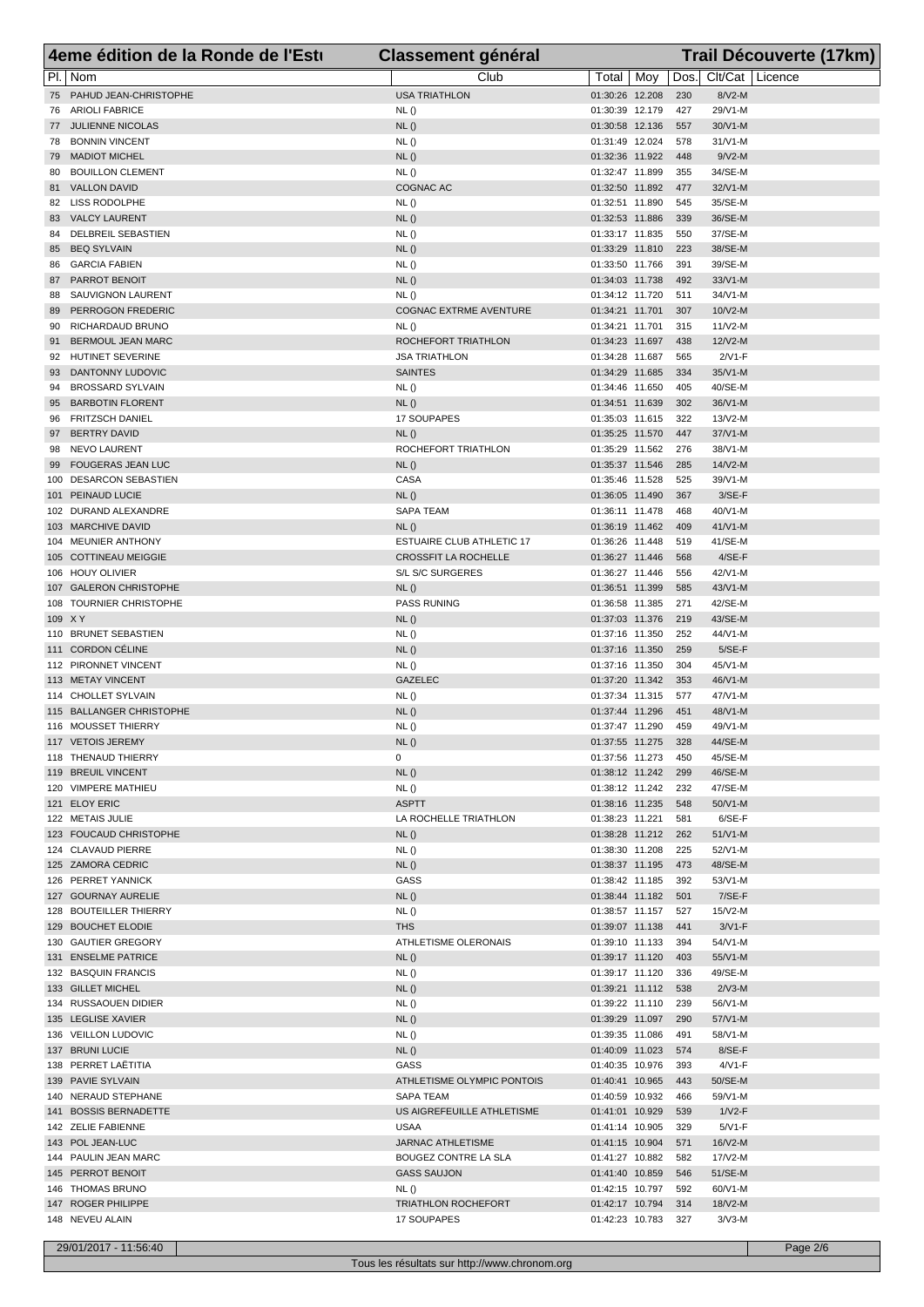# 4eme édition de la Ronde de l'Estu — Classement général — Trail Découverte (17km)

| Pl. | Nom | Club | Total | Moy | Dos. | Clt/Cat | Licence |
|---|---|---|---|---|---|---|---|
| 75 | PAHUD JEAN-CHRISTOPHE | USA TRIATHLON | 01:30:26 | 12.208 | 230 | 8/V2-M | |
| 76 | ARIOLI FABRICE | NL () | 01:30:39 | 12.179 | 427 | 29/V1-M | |
| 77 | JULIENNE NICOLAS | NL () | 01:30:58 | 12.136 | 557 | 30/V1-M | |
| 78 | BONNIN VINCENT | NL () | 01:31:49 | 12.024 | 578 | 31/V1-M | |
| 79 | MADIOT MICHEL | NL () | 01:32:36 | 11.922 | 448 | 9/V2-M | |
| 80 | BOUILLON CLEMENT | NL () | 01:32:47 | 11.899 | 355 | 34/SE-M | |
| 81 | VALLON DAVID | COGNAC AC | 01:32:50 | 11.892 | 477 | 32/V1-M | |
| 82 | LISS RODOLPHE | NL () | 01:32:51 | 11.890 | 545 | 35/SE-M | |
| 83 | VALCY LAURENT | NL () | 01:32:53 | 11.886 | 339 | 36/SE-M | |
| 84 | DELBREIL SEBASTIEN | NL () | 01:33:17 | 11.835 | 550 | 37/SE-M | |
| 85 | BEQ SYLVAIN | NL () | 01:33:29 | 11.810 | 223 | 38/SE-M | |
| 86 | GARCIA FABIEN | NL () | 01:33:50 | 11.766 | 391 | 39/SE-M | |
| 87 | PARROT BENOIT | NL () | 01:34:03 | 11.738 | 492 | 33/V1-M | |
| 88 | SAUVIGNON LAURENT | NL () | 01:34:12 | 11.720 | 511 | 34/V1-M | |
| 89 | PERROGON FREDERIC | COGNAC EXTRME AVENTURE | 01:34:21 | 11.701 | 307 | 10/V2-M | |
| 90 | RICHARDAUD BRUNO | NL () | 01:34:21 | 11.701 | 315 | 11/V2-M | |
| 91 | BERMOUL JEAN MARC | ROCHEFORT TRIATHLON | 01:34:23 | 11.697 | 438 | 12/V2-M | |
| 92 | HUTINET SEVERINE | JSA TRIATHLON | 01:34:28 | 11.687 | 565 | 2/V1-F | |
| 93 | DANTONNY LUDOVIC | SAINTES | 01:34:29 | 11.685 | 334 | 35/V1-M | |
| 94 | BROSSARD SYLVAIN | NL () | 01:34:46 | 11.650 | 405 | 40/SE-M | |
| 95 | BARBOTIN FLORENT | NL () | 01:34:51 | 11.639 | 302 | 36/V1-M | |
| 96 | FRITZSCH DANIEL | 17 SOUPAPES | 01:35:03 | 11.615 | 322 | 13/V2-M | |
| 97 | BERTRY DAVID | NL () | 01:35:25 | 11.570 | 447 | 37/V1-M | |
| 98 | NEVO LAURENT | ROCHEFORT TRIATHLON | 01:35:29 | 11.562 | 276 | 38/V1-M | |
| 99 | FOUGERAS JEAN LUC | NL () | 01:35:37 | 11.546 | 285 | 14/V2-M | |
| 100 | DESARCON SEBASTIEN | CASA | 01:35:46 | 11.528 | 525 | 39/V1-M | |
| 101 | PEINAUD LUCIE | NL () | 01:36:05 | 11.490 | 367 | 3/SE-F | |
| 102 | DURAND ALEXANDRE | SAPA TEAM | 01:36:11 | 11.478 | 468 | 40/V1-M | |
| 103 | MARCHIVE DAVID | NL () | 01:36:19 | 11.462 | 409 | 41/V1-M | |
| 104 | MEUNIER ANTHONY | ESTUAIRE CLUB ATHLETIC 17 | 01:36:26 | 11.448 | 519 | 41/SE-M | |
| 105 | COTTINEAU MEIGGIE | CROSSFIT LA ROCHELLE | 01:36:27 | 11.446 | 568 | 4/SE-F | |
| 106 | HOUY OLIVIER | S/L S/C SURGERES | 01:36:27 | 11.446 | 556 | 42/V1-M | |
| 107 | GALERON CHRISTOPHE | NL () | 01:36:51 | 11.399 | 585 | 43/V1-M | |
| 108 | TOURNIER CHRISTOPHE | PASS RUNING | 01:36:58 | 11.385 | 271 | 42/SE-M | |
| 109 | X Y | NL () | 01:37:03 | 11.376 | 219 | 43/SE-M | |
| 110 | BRUNET SEBASTIEN | NL () | 01:37:16 | 11.350 | 252 | 44/V1-M | |
| 111 | CORDON CÉLINE | NL () | 01:37:16 | 11.350 | 259 | 5/SE-F | |
| 112 | PIRONNET VINCENT | NL () | 01:37:16 | 11.350 | 304 | 45/V1-M | |
| 113 | METAY VINCENT | GAZELEC | 01:37:20 | 11.342 | 353 | 46/V1-M | |
| 114 | CHOLLET SYLVAIN | NL () | 01:37:34 | 11.315 | 577 | 47/V1-M | |
| 115 | BALLANGER CHRISTOPHE | NL () | 01:37:44 | 11.296 | 451 | 48/V1-M | |
| 116 | MOUSSET THIERRY | NL () | 01:37:47 | 11.290 | 459 | 49/V1-M | |
| 117 | VETOIS JEREMY | NL () | 01:37:55 | 11.275 | 328 | 44/SE-M | |
| 118 | THENAUD THIERRY | 0 | 01:37:56 | 11.273 | 450 | 45/SE-M | |
| 119 | BREUIL VINCENT | NL () | 01:38:12 | 11.242 | 299 | 46/SE-M | |
| 120 | VIMPERE MATHIEU | NL () | 01:38:12 | 11.242 | 232 | 47/SE-M | |
| 121 | ELOY ERIC | ASPTT | 01:38:16 | 11.235 | 548 | 50/V1-M | |
| 122 | METAIS JULIE | LA ROCHELLE TRIATHLON | 01:38:23 | 11.221 | 581 | 6/SE-F | |
| 123 | FOUCAUD CHRISTOPHE | NL () | 01:38:28 | 11.212 | 262 | 51/V1-M | |
| 124 | CLAVAUD PIERRE | NL () | 01:38:30 | 11.208 | 225 | 52/V1-M | |
| 125 | ZAMORA CEDRIC | NL () | 01:38:37 | 11.195 | 473 | 48/SE-M | |
| 126 | PERRET YANNICK | GASS | 01:38:42 | 11.185 | 392 | 53/V1-M | |
| 127 | GOURNAY AURELIE | NL () | 01:38:44 | 11.182 | 501 | 7/SE-F | |
| 128 | BOUTEILLER THIERRY | NL () | 01:38:57 | 11.157 | 527 | 15/V2-M | |
| 129 | BOUCHET ELODIE | THS | 01:39:07 | 11.138 | 441 | 3/V1-F | |
| 130 | GAUTIER GREGORY | ATHLETISME OLERONAIS | 01:39:10 | 11.133 | 394 | 54/V1-M | |
| 131 | ENSELME PATRICE | NL () | 01:39:17 | 11.120 | 403 | 55/V1-M | |
| 132 | BASQUIN FRANCIS | NL () | 01:39:17 | 11.120 | 336 | 49/SE-M | |
| 133 | GILLET MICHEL | NL () | 01:39:21 | 11.112 | 538 | 2/V3-M | |
| 134 | RUSSAOUEN DIDIER | NL () | 01:39:22 | 11.110 | 239 | 56/V1-M | |
| 135 | LEGLISE XAVIER | NL () | 01:39:29 | 11.097 | 290 | 57/V1-M | |
| 136 | VEILLON LUDOVIC | NL () | 01:39:35 | 11.086 | 491 | 58/V1-M | |
| 137 | BRUNI LUCIE | NL () | 01:40:09 | 11.023 | 574 | 8/SE-F | |
| 138 | PERRET LAËTITIA | GASS | 01:40:35 | 10.976 | 393 | 4/V1-F | |
| 139 | PAVIE SYLVAIN | ATHLETISME OLYMPIC PONTOIS | 01:40:41 | 10.965 | 443 | 50/SE-M | |
| 140 | NERAUD STEPHANE | SAPA TEAM | 01:40:59 | 10.932 | 466 | 59/V1-M | |
| 141 | BOSSIS BERNADETTE | US AIGREFEUILLE ATHLETISME | 01:41:01 | 10.929 | 539 | 1/V2-F | |
| 142 | ZELIE FABIENNE | USAA | 01:41:14 | 10.905 | 329 | 5/V1-F | |
| 143 | POL JEAN-LUC | JARNAC ATHLETISME | 01:41:15 | 10.904 | 571 | 16/V2-M | |
| 144 | PAULIN JEAN MARC | BOUGEZ CONTRE LA SLA | 01:41:27 | 10.882 | 582 | 17/V2-M | |
| 145 | PERROT BENOIT | GASS SAUJON | 01:41:40 | 10.859 | 546 | 51/SE-M | |
| 146 | THOMAS BRUNO | NL () | 01:42:15 | 10.797 | 592 | 60/V1-M | |
| 147 | ROGER PHILIPPE | TRIATHLON ROCHEFORT | 01:42:17 | 10.794 | 314 | 18/V2-M | |
| 148 | NEVEU ALAIN | 17 SOUPAPES | 01:42:23 | 10.783 | 327 | 3/V3-M | |

29/01/2017 - 11:56:40

Tous les résultats sur http://www.chronom.org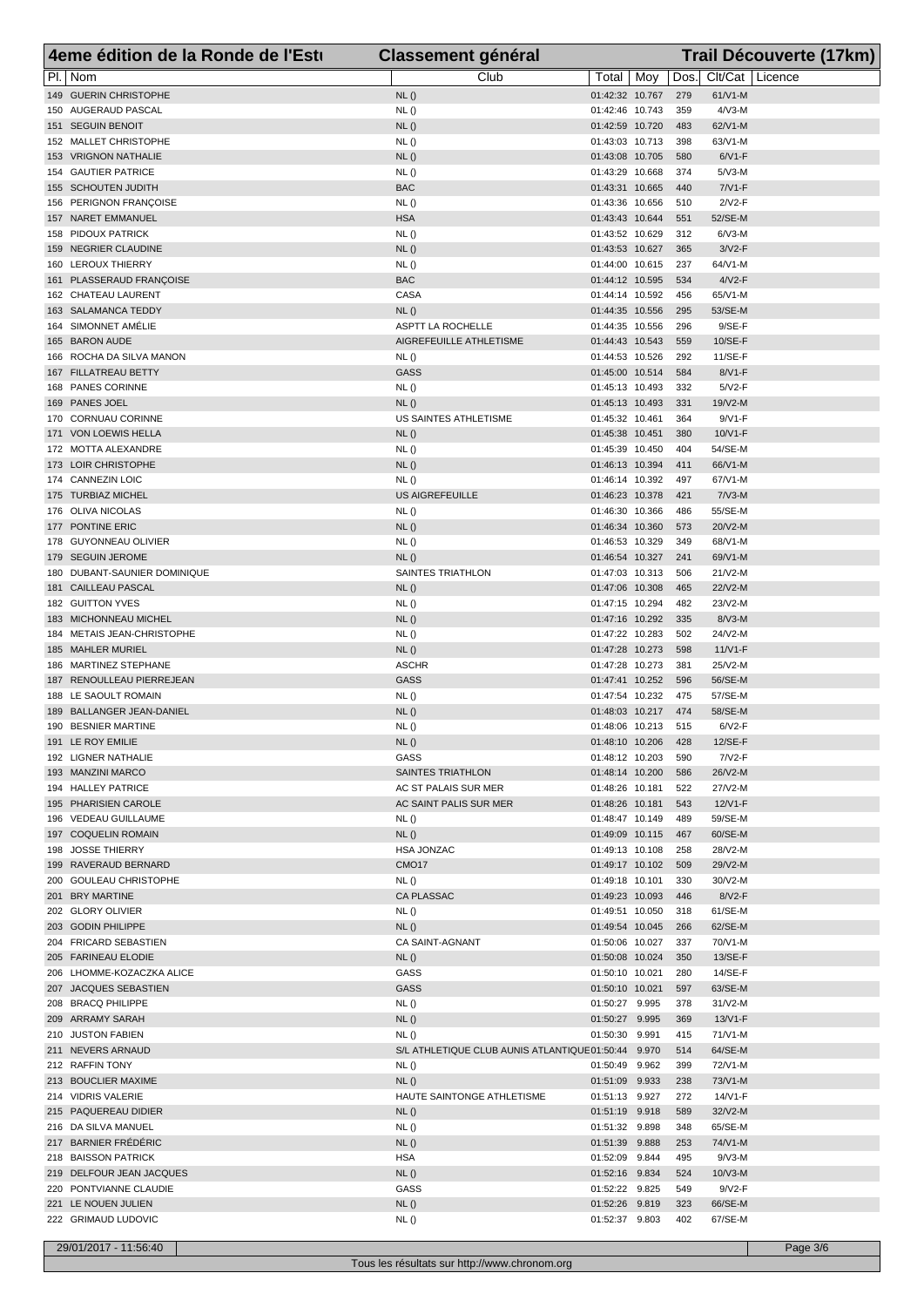# 4eme édition de la Ronde de l'Estu — Classement général — Trail Découverte (17km)

| Pl. | Nom | Club | Total | Moy | Dos. | Clt/Cat | Licence |
|---|---|---|---|---|---|---|---|
| 149 | GUERIN CHRISTOPHE | NL () | 01:42:32 | 10.767 | 279 | 61/V1-M | |
| 150 | AUGERAUD PASCAL | NL () | 01:42:46 | 10.743 | 359 | 4/V3-M | |
| 151 | SEGUIN BENOIT | NL () | 01:42:59 | 10.720 | 483 | 62/V1-M | |
| 152 | MALLET CHRISTOPHE | NL () | 01:43:03 | 10.713 | 398 | 63/V1-M | |
| 153 | VRIGNON NATHALIE | NL () | 01:43:08 | 10.705 | 580 | 6/V1-F | |
| 154 | GAUTIER PATRICE | NL () | 01:43:29 | 10.668 | 374 | 5/V3-M | |
| 155 | SCHOUTEN JUDITH | BAC | 01:43:31 | 10.665 | 440 | 7/V1-F | |
| 156 | PERIGNON FRANÇOISE | NL () | 01:43:36 | 10.656 | 510 | 2/V2-F | |
| 157 | NARET EMMANUEL | HSA | 01:43:43 | 10.644 | 551 | 52/SE-M | |
| 158 | PIDOUX PATRICK | NL () | 01:43:52 | 10.629 | 312 | 6/V3-M | |
| 159 | NEGRIER CLAUDINE | NL () | 01:43:53 | 10.627 | 365 | 3/V2-F | |
| 160 | LEROUX THIERRY | NL () | 01:44:00 | 10.615 | 237 | 64/V1-M | |
| 161 | PLASSERAUD FRANÇOISE | BAC | 01:44:12 | 10.595 | 534 | 4/V2-F | |
| 162 | CHATEAU LAURENT | CASA | 01:44:14 | 10.592 | 456 | 65/V1-M | |
| 163 | SALAMANCA TEDDY | NL () | 01:44:35 | 10.556 | 295 | 53/SE-M | |
| 164 | SIMONNET AMÉLIE | ASPTT LA ROCHELLE | 01:44:35 | 10.556 | 296 | 9/SE-F | |
| 165 | BARON AUDE | AIGREFEUILLE ATHLETISME | 01:44:43 | 10.543 | 559 | 10/SE-F | |
| 166 | ROCHA DA SILVA MANON | NL () | 01:44:53 | 10.526 | 292 | 11/SE-F | |
| 167 | FILLATREAU BETTY | GASS | 01:45:00 | 10.514 | 584 | 8/V1-F | |
| 168 | PANES CORINNE | NL () | 01:45:13 | 10.493 | 332 | 5/V2-F | |
| 169 | PANES JOEL | NL () | 01:45:13 | 10.493 | 331 | 19/V2-M | |
| 170 | CORNUAU CORINNE | US SAINTES ATHLETISME | 01:45:32 | 10.461 | 364 | 9/V1-F | |
| 171 | VON LOEWIS HELLA | NL () | 01:45:38 | 10.451 | 380 | 10/V1-F | |
| 172 | MOTTA ALEXANDRE | NL () | 01:45:39 | 10.450 | 404 | 54/SE-M | |
| 173 | LOIR CHRISTOPHE | NL () | 01:46:13 | 10.394 | 411 | 66/V1-M | |
| 174 | CANNEZIN LOIC | NL () | 01:46:14 | 10.392 | 497 | 67/V1-M | |
| 175 | TURBIAZ MICHEL | US AIGREFEUILLE | 01:46:23 | 10.378 | 421 | 7/V3-M | |
| 176 | OLIVA NICOLAS | NL () | 01:46:30 | 10.366 | 486 | 55/SE-M | |
| 177 | PONTINE ERIC | NL () | 01:46:34 | 10.360 | 573 | 20/V2-M | |
| 178 | GUYONNEAU OLIVIER | NL () | 01:46:53 | 10.329 | 349 | 68/V1-M | |
| 179 | SEGUIN JEROME | NL () | 01:46:54 | 10.327 | 241 | 69/V1-M | |
| 180 | DUBANT-SAUNIER DOMINIQUE | SAINTES TRIATHLON | 01:47:03 | 10.313 | 506 | 21/V2-M | |
| 181 | CAILLEAU PASCAL | NL () | 01:47:06 | 10.308 | 465 | 22/V2-M | |
| 182 | GUITTON YVES | NL () | 01:47:15 | 10.294 | 482 | 23/V2-M | |
| 183 | MICHONNEAU MICHEL | NL () | 01:47:16 | 10.292 | 335 | 8/V3-M | |
| 184 | METAIS JEAN-CHRISTOPHE | NL () | 01:47:22 | 10.283 | 502 | 24/V2-M | |
| 185 | MAHLER MURIEL | NL () | 01:47:28 | 10.273 | 598 | 11/V1-F | |
| 186 | MARTINEZ STEPHANE | ASCHR | 01:47:28 | 10.273 | 381 | 25/V2-M | |
| 187 | RENOULLEAU PIERREJEAN | GASS | 01:47:41 | 10.252 | 596 | 56/SE-M | |
| 188 | LE SAOULT ROMAIN | NL () | 01:47:54 | 10.232 | 475 | 57/SE-M | |
| 189 | BALLANGER JEAN-DANIEL | NL () | 01:48:03 | 10.217 | 474 | 58/SE-M | |
| 190 | BESNIER MARTINE | NL () | 01:48:06 | 10.213 | 515 | 6/V2-F | |
| 191 | LE ROY EMILIE | NL () | 01:48:10 | 10.206 | 428 | 12/SE-F | |
| 192 | LIGNER NATHALIE | GASS | 01:48:12 | 10.203 | 590 | 7/V2-F | |
| 193 | MANZINI MARCO | SAINTES TRIATHLON | 01:48:14 | 10.200 | 586 | 26/V2-M | |
| 194 | HALLEY PATRICE | AC ST PALAIS SUR MER | 01:48:26 | 10.181 | 522 | 27/V2-M | |
| 195 | PHARISIEN CAROLE | AC SAINT PALIS SUR MER | 01:48:26 | 10.181 | 543 | 12/V1-F | |
| 196 | VEDEAU GUILLAUME | NL () | 01:48:47 | 10.149 | 489 | 59/SE-M | |
| 197 | COQUELIN ROMAIN | NL () | 01:49:09 | 10.115 | 467 | 60/SE-M | |
| 198 | JOSSE THIERRY | HSA JONZAC | 01:49:13 | 10.108 | 258 | 28/V2-M | |
| 199 | RAVERAUD BERNARD | CMO17 | 01:49:17 | 10.102 | 509 | 29/V2-M | |
| 200 | GOULEAU CHRISTOPHE | NL () | 01:49:18 | 10.101 | 330 | 30/V2-M | |
| 201 | BRY MARTINE | CA PLASSAC | 01:49:23 | 10.093 | 446 | 8/V2-F | |
| 202 | GLORY OLIVIER | NL () | 01:49:51 | 10.050 | 318 | 61/SE-M | |
| 203 | GODIN PHILIPPE | NL () | 01:49:54 | 10.045 | 266 | 62/SE-M | |
| 204 | FRICARD SEBASTIEN | CA SAINT-AGNANT | 01:50:06 | 10.027 | 337 | 70/V1-M | |
| 205 | FARINEAU ELODIE | NL () | 01:50:08 | 10.024 | 350 | 13/SE-F | |
| 206 | LHOMME-KOZACZKA ALICE | GASS | 01:50:10 | 10.021 | 280 | 14/SE-F | |
| 207 | JACQUES SEBASTIEN | GASS | 01:50:10 | 10.021 | 597 | 63/SE-M | |
| 208 | BRACQ PHILIPPE | NL () | 01:50:27 | 9.995 | 378 | 31/V2-M | |
| 209 | ARRAMY SARAH | NL () | 01:50:27 | 9.995 | 369 | 13/V1-F | |
| 210 | JUSTON FABIEN | NL () | 01:50:30 | 9.991 | 415 | 71/V1-M | |
| 211 | NEVERS ARNAUD | S/L ATHLETIQUE CLUB AUNIS ATLANTIQUE | 01:50:44 | 9.970 | 514 | 64/SE-M | |
| 212 | RAFFIN TONY | NL () | 01:50:49 | 9.962 | 399 | 72/V1-M | |
| 213 | BOUCLIER MAXIME | NL () | 01:51:09 | 9.933 | 238 | 73/V1-M | |
| 214 | VIDRIS VALERIE | HAUTE SAINTONGE ATHLETISME | 01:51:13 | 9.927 | 272 | 14/V1-F | |
| 215 | PAQUEREAU DIDIER | NL () | 01:51:19 | 9.918 | 589 | 32/V2-M | |
| 216 | DA SILVA MANUEL | NL () | 01:51:32 | 9.898 | 348 | 65/SE-M | |
| 217 | BARNIER FRÉDÉRIC | NL () | 01:51:39 | 9.888 | 253 | 74/V1-M | |
| 218 | BAISSON PATRICK | HSA | 01:52:09 | 9.844 | 495 | 9/V3-M | |
| 219 | DELFOUR JEAN JACQUES | NL () | 01:52:16 | 9.834 | 524 | 10/V3-M | |
| 220 | PONTVIANNE CLAUDIE | GASS | 01:52:22 | 9.825 | 549 | 9/V2-F | |
| 221 | LE NOUEN JULIEN | NL () | 01:52:26 | 9.819 | 323 | 66/SE-M | |
| 222 | GRIMAUD LUDOVIC | NL () | 01:52:37 | 9.803 | 402 | 67/SE-M | |

29/01/2017 - 11:56:40

Tous les résultats sur http://www.chronom.org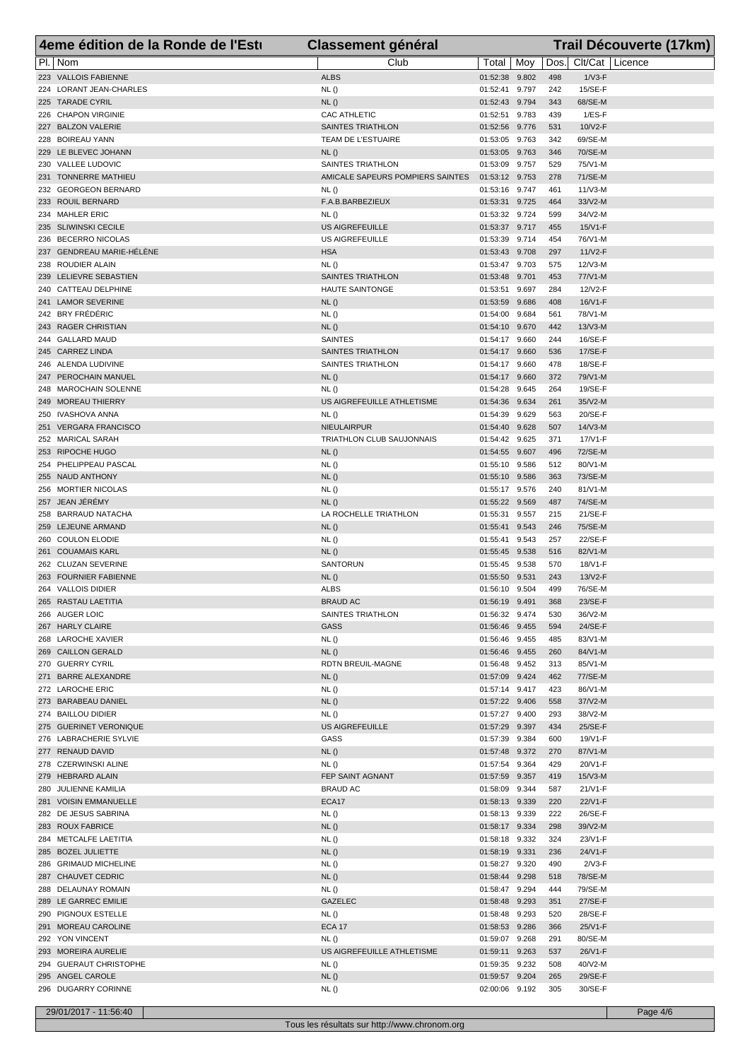# 4eme édition de la Ronde de l'Estu — Classement général — Trail Découverte (17km)

| Pl. | Nom | Club | Total | Moy | Dos. | Clt/Cat | Licence |
|---|---|---|---|---|---|---|---|
| 223 | VALLOIS FABIENNE | ALBS | 01:52:38 | 9.802 | 498 | 1/V3-F | |
| 224 | LORANT JEAN-CHARLES | NL () | 01:52:41 | 9.797 | 242 | 15/SE-F | |
| 225 | TARADE CYRIL | NL () | 01:52:43 | 9.794 | 343 | 68/SE-M | |
| 226 | CHAPON VIRGINIE | CAC ATHLETIC | 01:52:51 | 9.783 | 439 | 1/ES-F | |
| 227 | BALZON VALERIE | SAINTES TRIATHLON | 01:52:56 | 9.776 | 531 | 10/V2-F | |
| 228 | BOIREAU YANN | TEAM DE L'ESTUAIRE | 01:53:05 | 9.763 | 342 | 69/SE-M | |
| 229 | LE BLEVEC JOHANN | NL () | 01:53:05 | 9.763 | 346 | 70/SE-M | |
| 230 | VALLEE LUDOVIC | SAINTES TRIATHLON | 01:53:09 | 9.757 | 529 | 75/V1-M | |
| 231 | TONNERRE MATHIEU | AMICALE SAPEURS POMPIERS SAINTES | 01:53:12 | 9.753 | 278 | 71/SE-M | |
| 232 | GEORGEON BERNARD | NL () | 01:53:16 | 9.747 | 461 | 11/V3-M | |
| 233 | ROUIL BERNARD | F.A.B.BARBEZIEUX | 01:53:31 | 9.725 | 464 | 33/V2-M | |
| 234 | MAHLER ERIC | NL () | 01:53:32 | 9.724 | 599 | 34/V2-M | |
| 235 | SLIWINSKI CECILE | US AIGREFEUILLE | 01:53:37 | 9.717 | 455 | 15/V1-F | |
| 236 | BECERRO NICOLAS | US AIGREFEUILLE | 01:53:39 | 9.714 | 454 | 76/V1-M | |
| 237 | GENDREAU MARIE-HÉLÈNE | HSA | 01:53:43 | 9.708 | 297 | 11/V2-F | |
| 238 | ROUDIER ALAIN | NL () | 01:53:47 | 9.703 | 575 | 12/V3-M | |
| 239 | LELIEVRE SEBASTIEN | SAINTES TRIATHLON | 01:53:48 | 9.701 | 453 | 77/V1-M | |
| 240 | CATTEAU DELPHINE | HAUTE SAINTONGE | 01:53:51 | 9.697 | 284 | 12/V2-F | |
| 241 | LAMOR SEVERINE | NL () | 01:53:59 | 9.686 | 408 | 16/V1-F | |
| 242 | BRY FRÉDÉRIC | NL () | 01:54:00 | 9.684 | 561 | 78/V1-M | |
| 243 | RAGER CHRISTIAN | NL () | 01:54:10 | 9.670 | 442 | 13/V3-M | |
| 244 | GALLARD MAUD | SAINTES | 01:54:17 | 9.660 | 244 | 16/SE-F | |
| 245 | CARREZ LINDA | SAINTES TRIATHLON | 01:54:17 | 9.660 | 536 | 17/SE-F | |
| 246 | ALENDA LUDIVINE | SAINTES TRIATHLON | 01:54:17 | 9.660 | 478 | 18/SE-F | |
| 247 | PEROCHAIN MANUEL | NL () | 01:54:17 | 9.660 | 372 | 79/V1-M | |
| 248 | MAROCHAIN SOLENNE | NL () | 01:54:28 | 9.645 | 264 | 19/SE-F | |
| 249 | MOREAU THIERRY | US AIGREFEUILLE ATHLETISME | 01:54:36 | 9.634 | 261 | 35/V2-M | |
| 250 | IVASHOVA ANNA | NL () | 01:54:39 | 9.629 | 563 | 20/SE-F | |
| 251 | VERGARA FRANCISCO | NIEULAIRPUR | 01:54:40 | 9.628 | 507 | 14/V3-M | |
| 252 | MARICAL SARAH | TRIATHLON CLUB SAUJONNAIS | 01:54:42 | 9.625 | 371 | 17/V1-F | |
| 253 | RIPOCHE HUGO | NL () | 01:54:55 | 9.607 | 496 | 72/SE-M | |
| 254 | PHELIPPEAU PASCAL | NL () | 01:55:10 | 9.586 | 512 | 80/V1-M | |
| 255 | NAUD ANTHONY | NL () | 01:55:10 | 9.586 | 363 | 73/SE-M | |
| 256 | MORTIER NICOLAS | NL () | 01:55:17 | 9.576 | 240 | 81/V1-M | |
| 257 | JEAN JÉRÉMY | NL () | 01:55:22 | 9.569 | 487 | 74/SE-M | |
| 258 | BARRAUD NATACHA | LA ROCHELLE TRIATHLON | 01:55:31 | 9.557 | 215 | 21/SE-F | |
| 259 | LEJEUNE ARMAND | NL () | 01:55:41 | 9.543 | 246 | 75/SE-M | |
| 260 | COULON ELODIE | NL () | 01:55:41 | 9.543 | 257 | 22/SE-F | |
| 261 | COUAMAIS KARL | NL () | 01:55:45 | 9.538 | 516 | 82/V1-M | |
| 262 | CLUZAN SEVERINE | SANTORUN | 01:55:45 | 9.538 | 570 | 18/V1-F | |
| 263 | FOURNIER FABIENNE | NL () | 01:55:50 | 9.531 | 243 | 13/V2-F | |
| 264 | VALLOIS DIDIER | ALBS | 01:56:10 | 9.504 | 499 | 76/SE-M | |
| 265 | RASTAU LAETITIA | BRAUD AC | 01:56:19 | 9.491 | 368 | 23/SE-F | |
| 266 | AUGER LOIC | SAINTES TRIATHLON | 01:56:32 | 9.474 | 530 | 36/V2-M | |
| 267 | HARLY CLAIRE | GASS | 01:56:46 | 9.455 | 594 | 24/SE-F | |
| 268 | LAROCHE XAVIER | NL () | 01:56:46 | 9.455 | 485 | 83/V1-M | |
| 269 | CAILLON GERALD | NL () | 01:56:46 | 9.455 | 260 | 84/V1-M | |
| 270 | GUERRY CYRIL | RDTN BREUIL-MAGNE | 01:56:48 | 9.452 | 313 | 85/V1-M | |
| 271 | BARRE ALEXANDRE | NL () | 01:57:09 | 9.424 | 462 | 77/SE-M | |
| 272 | LAROCHE ERIC | NL () | 01:57:14 | 9.417 | 423 | 86/V1-M | |
| 273 | BARABEAU DANIEL | NL () | 01:57:22 | 9.406 | 558 | 37/V2-M | |
| 274 | BAILLOU DIDIER | NL () | 01:57:27 | 9.400 | 293 | 38/V2-M | |
| 275 | GUERINET VERONIQUE | US AIGREFEUILLE | 01:57:29 | 9.397 | 434 | 25/SE-F | |
| 276 | LABRACHERIE SYLVIE | GASS | 01:57:39 | 9.384 | 600 | 19/V1-F | |
| 277 | RENAUD DAVID | NL () | 01:57:48 | 9.372 | 270 | 87/V1-M | |
| 278 | CZERWINSKI ALINE | NL () | 01:57:54 | 9.364 | 429 | 20/V1-F | |
| 279 | HEBRARD ALAIN | FEP SAINT AGNANT | 01:57:59 | 9.357 | 419 | 15/V3-M | |
| 280 | JULIENNE KAMILIA | BRAUD AC | 01:58:09 | 9.344 | 587 | 21/V1-F | |
| 281 | VOISIN EMMANUELLE | ECA17 | 01:58:13 | 9.339 | 220 | 22/V1-F | |
| 282 | DE JESUS SABRINA | NL () | 01:58:13 | 9.339 | 222 | 26/SE-F | |
| 283 | ROUX FABRICE | NL () | 01:58:17 | 9.334 | 298 | 39/V2-M | |
| 284 | METCALFE LAETITIA | NL () | 01:58:18 | 9.332 | 324 | 23/V1-F | |
| 285 | BOZEL JULIETTE | NL () | 01:58:19 | 9.331 | 236 | 24/V1-F | |
| 286 | GRIMAUD MICHELINE | NL () | 01:58:27 | 9.320 | 490 | 2/V3-F | |
| 287 | CHAUVET CEDRIC | NL () | 01:58:44 | 9.298 | 518 | 78/SE-M | |
| 288 | DELAUNAY ROMAIN | NL () | 01:58:47 | 9.294 | 444 | 79/SE-M | |
| 289 | LE GARREC EMILIE | GAZELEC | 01:58:48 | 9.293 | 351 | 27/SE-F | |
| 290 | PIGNOUX ESTELLE | NL () | 01:58:48 | 9.293 | 520 | 28/SE-F | |
| 291 | MOREAU CAROLINE | ECA 17 | 01:58:53 | 9.286 | 366 | 25/V1-F | |
| 292 | YON VINCENT | NL () | 01:59:07 | 9.268 | 291 | 80/SE-M | |
| 293 | MOREIRA AURELIE | US AIGREFEUILLE ATHLETISME | 01:59:11 | 9.263 | 537 | 26/V1-F | |
| 294 | GUERAUT CHRISTOPHE | NL () | 01:59:35 | 9.232 | 508 | 40/V2-M | |
| 295 | ANGEL CAROLE | NL () | 01:59:57 | 9.204 | 265 | 29/SE-F | |
| 296 | DUGARRY CORINNE | NL () | 02:00:06 | 9.192 | 305 | 30/SE-F | |

29/01/2017 - 11:56:40

Tous les résultats sur http://www.chronom.org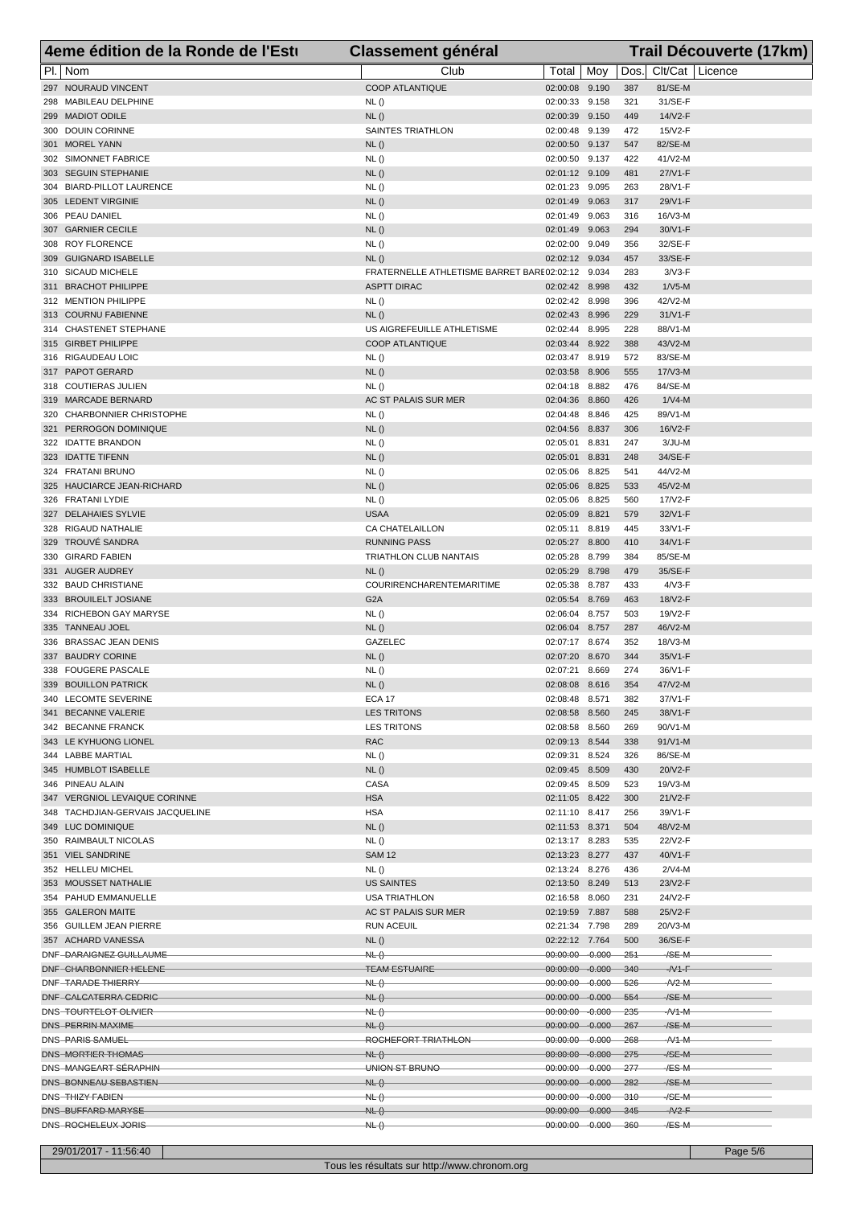# 4eme édition de la Ronde de l'Estu — Classement général — Trail Découverte (17km)

| Pl. | Nom | Club | Total | Moy | Dos. | Clt/Cat | Licence |
|---|---|---|---|---|---|---|---|
| 297 | NOURAUD VINCENT | COOP ATLANTIQUE | 02:00:08 | 9.190 | 387 | 81/SE-M | |
| 298 | MABILEAU DELPHINE | NL () | 02:00:33 | 9.158 | 321 | 31/SE-F | |
| 299 | MADIOT ODILE | NL () | 02:00:39 | 9.150 | 449 | 14/V2-F | |
| 300 | DOUIN CORINNE | SAINTES TRIATHLON | 02:00:48 | 9.139 | 472 | 15/V2-F | |
| 301 | MOREL YANN | NL () | 02:00:50 | 9.137 | 547 | 82/SE-M | |
| 302 | SIMONNET FABRICE | NL () | 02:00:50 | 9.137 | 422 | 41/V2-M | |
| 303 | SEGUIN STEPHANIE | NL () | 02:01:12 | 9.109 | 481 | 27/V1-F | |
| 304 | BIARD-PILLOT LAURENCE | NL () | 02:01:23 | 9.095 | 263 | 28/V1-F | |
| 305 | LEDENT VIRGINIE | NL () | 02:01:49 | 9.063 | 317 | 29/V1-F | |
| 306 | PEAU DANIEL | NL () | 02:01:49 | 9.063 | 316 | 16/V3-M | |
| 307 | GARNIER CECILE | NL () | 02:01:49 | 9.063 | 294 | 30/V1-F | |
| 308 | ROY FLORENCE | NL () | 02:02:00 | 9.049 | 356 | 32/SE-F | |
| 309 | GUIGNARD ISABELLE | NL () | 02:02:12 | 9.034 | 457 | 33/SE-F | |
| 310 | SICAUD MICHELE | FRATERNELLE ATHLETISME BARBE | 02:02:12 | 9.034 | 283 | 3/V3-F | |
| 311 | BRACHOT PHILIPPE | ASPTT DIRAC | 02:02:42 | 8.998 | 432 | 1/V5-M | |
| 312 | MENTION PHILIPPE | NL () | 02:02:42 | 8.998 | 396 | 42/V2-M | |
| 313 | COURNU FABIENNE | NL () | 02:02:43 | 8.996 | 229 | 31/V1-F | |
| 314 | CHASTENET STEPHANE | US AIGREFEUILLE ATHLETISME | 02:02:44 | 8.995 | 228 | 88/V1-M | |
| 315 | GIRBET PHILIPPE | COOP ATLANTIQUE | 02:03:44 | 8.922 | 388 | 43/V2-M | |
| 316 | RIGAUDEAU LOIC | NL () | 02:03:47 | 8.919 | 572 | 83/SE-M | |
| 317 | PAPOT GERARD | NL () | 02:03:58 | 8.906 | 555 | 17/V3-M | |
| 318 | COUTIERAS JULIEN | NL () | 02:04:18 | 8.882 | 476 | 84/SE-M | |
| 319 | MARCADE BERNARD | AC ST PALAIS SUR MER | 02:04:36 | 8.860 | 426 | 1/V4-M | |
| 320 | CHARBONNIER CHRISTOPHE | NL () | 02:04:48 | 8.846 | 425 | 89/V1-M | |
| 321 | PERROGON DOMINIQUE | NL () | 02:04:56 | 8.837 | 306 | 16/V2-F | |
| 322 | IDATTE BRANDON | NL () | 02:05:01 | 8.831 | 247 | 3/JU-M | |
| 323 | IDATTE TIFENN | NL () | 02:05:01 | 8.831 | 248 | 34/SE-F | |
| 324 | FRATANI BRUNO | NL () | 02:05:06 | 8.825 | 541 | 44/V2-M | |
| 325 | HAUCIARCE JEAN-RICHARD | NL () | 02:05:06 | 8.825 | 533 | 45/V2-M | |
| 326 | FRATANI LYDIE | NL () | 02:05:06 | 8.825 | 560 | 17/V2-F | |
| 327 | DELAHAIES SYLVIE | USAA | 02:05:09 | 8.821 | 579 | 32/V1-F | |
| 328 | RIGAUD NATHALIE | CA CHATELAILLON | 02:05:11 | 8.819 | 445 | 33/V1-F | |
| 329 | TROUVÉ SANDRA | RUNNING PASS | 02:05:27 | 8.800 | 410 | 34/V1-F | |
| 330 | GIRARD FABIEN | TRIATHLON CLUB NANTAIS | 02:05:28 | 8.799 | 384 | 85/SE-M | |
| 331 | AUGER AUDREY | NL () | 02:05:29 | 8.798 | 479 | 35/SE-F | |
| 332 | BAUD CHRISTIANE | COURIRENCHARENTEMARITIME | 02:05:38 | 8.787 | 433 | 4/V3-F | |
| 333 | BROUILELT JOSIANE | G2A | 02:05:54 | 8.769 | 463 | 18/V2-F | |
| 334 | RICHEBON GAY MARYSE | NL () | 02:06:04 | 8.757 | 503 | 19/V2-F | |
| 335 | TANNEAU JOEL | NL () | 02:06:04 | 8.757 | 287 | 46/V2-M | |
| 336 | BRASSAC JEAN DENIS | GAZELEC | 02:07:17 | 8.674 | 352 | 18/V3-M | |
| 337 | BAUDRY CORINE | NL () | 02:07:20 | 8.670 | 344 | 35/V1-F | |
| 338 | FOUGERE PASCALE | NL () | 02:07:21 | 8.669 | 274 | 36/V1-F | |
| 339 | BOUILLON PATRICK | NL () | 02:08:08 | 8.616 | 354 | 47/V2-M | |
| 340 | LECOMTE SEVERINE | ECA 17 | 02:08:48 | 8.571 | 382 | 37/V1-F | |
| 341 | BECANNE VALERIE | LES TRITONS | 02:08:58 | 8.560 | 245 | 38/V1-F | |
| 342 | BECANNE FRANCK | LES TRITONS | 02:08:58 | 8.560 | 269 | 90/V1-M | |
| 343 | LE KYHUONG LIONEL | RAC | 02:09:13 | 8.544 | 338 | 91/V1-M | |
| 344 | LABBE MARTIAL | NL () | 02:09:31 | 8.524 | 326 | 86/SE-M | |
| 345 | HUMBLOT ISABELLE | NL () | 02:09:45 | 8.509 | 430 | 20/V2-F | |
| 346 | PINEAU ALAIN | CASA | 02:09:45 | 8.509 | 523 | 19/V3-M | |
| 347 | VERGNIOL LEVAIQUE CORINNE | HSA | 02:11:05 | 8.422 | 300 | 21/V2-F | |
| 348 | TACHDJIAN-GERVAIS JACQUELINE | HSA | 02:11:10 | 8.417 | 256 | 39/V1-F | |
| 349 | LUC DOMINIQUE | NL () | 02:11:53 | 8.371 | 504 | 48/V2-M | |
| 350 | RAIMBAULT NICOLAS | NL () | 02:13:17 | 8.283 | 535 | 22/V2-F | |
| 351 | VIEL SANDRINE | SAM 12 | 02:13:23 | 8.277 | 437 | 40/V1-F | |
| 352 | HELLEU MICHEL | NL () | 02:13:24 | 8.276 | 436 | 2/V4-M | |
| 353 | MOUSSET NATHALIE | US SAINTES | 02:13:50 | 8.249 | 513 | 23/V2-F | |
| 354 | PAHUD EMMANUELLE | USA TRIATHLON | 02:16:58 | 8.060 | 231 | 24/V2-F | |
| 355 | GALERON MAITE | AC ST PALAIS SUR MER | 02:19:59 | 7.887 | 588 | 25/V2-F | |
| 356 | GUILLEM JEAN PIERRE | RUN ACEUIL | 02:21:34 | 7.798 | 289 | 20/V3-M | |
| 357 | ACHARD VANESSA | NL () | 02:22:12 | 7.764 | 500 | 36/SE-F | |
| DNF | ~~DARAIGNEZ GUILLAUME~~ | ~~NL ()~~ | ~~00:00:00~~ | ~~0.000~~ | ~~251~~ | ~~/SE-M~~ | |
| DNF | ~~CHARBONNIER HELENE~~ | ~~TEAM ESTUAIRE~~ | ~~00:00:00~~ | ~~0.000~~ | ~~340~~ | ~~/V1-F~~ | |
| DNF | ~~TARADE THIERRY~~ | ~~NL ()~~ | ~~00:00:00~~ | ~~0.000~~ | ~~526~~ | ~~/V2-M~~ | |
| DNF | ~~CALCATERRA CEDRIC~~ | ~~NL ()~~ | ~~00:00:00~~ | ~~0.000~~ | ~~554~~ | ~~/SE-M~~ | |
| DNS | ~~TOURTELOT OLIVIER~~ | ~~NL ()~~ | ~~00:00:00~~ | ~~0.000~~ | ~~235~~ | ~~/V1-M~~ | |
| DNS | ~~PERRIN MAXIME~~ | ~~NL ()~~ | ~~00:00:00~~ | ~~0.000~~ | ~~267~~ | ~~/SE-M~~ | |
| DNS | ~~PARIS SAMUEL~~ | ~~ROCHEFORT TRIATHLON~~ | ~~00:00:00~~ | ~~0.000~~ | ~~268~~ | ~~/V1-M~~ | |
| DNS | ~~MORTIER THOMAS~~ | ~~NL ()~~ | ~~00:00:00~~ | ~~0.000~~ | ~~275~~ | ~~/SE-M~~ | |
| DNS | ~~MANGEART SÉRAPHIN~~ | ~~UNION ST BRUNO~~ | ~~00:00:00~~ | ~~0.000~~ | ~~277~~ | ~~/ES-M~~ | |
| DNS | ~~BONNEAU SEBASTIEN~~ | ~~NL ()~~ | ~~00:00:00~~ | ~~0.000~~ | ~~282~~ | ~~/SE-M~~ | |
| DNS | ~~THIZY FABIEN~~ | ~~NL ()~~ | ~~00:00:00~~ | ~~0.000~~ | ~~310~~ | ~~/SE-M~~ | |
| DNS | ~~BUFFARD MARYSE~~ | ~~NL ()~~ | ~~00:00:00~~ | ~~0.000~~ | ~~345~~ | ~~/V2-F~~ | |
| DNS | ~~ROCHELEUX JORIS~~ | ~~NL ()~~ | ~~00:00:00~~ | ~~0.000~~ | ~~360~~ | ~~/ES-M~~ | |

29/01/2017 - 11:56:40

Tous les résultats sur http://www.chronom.org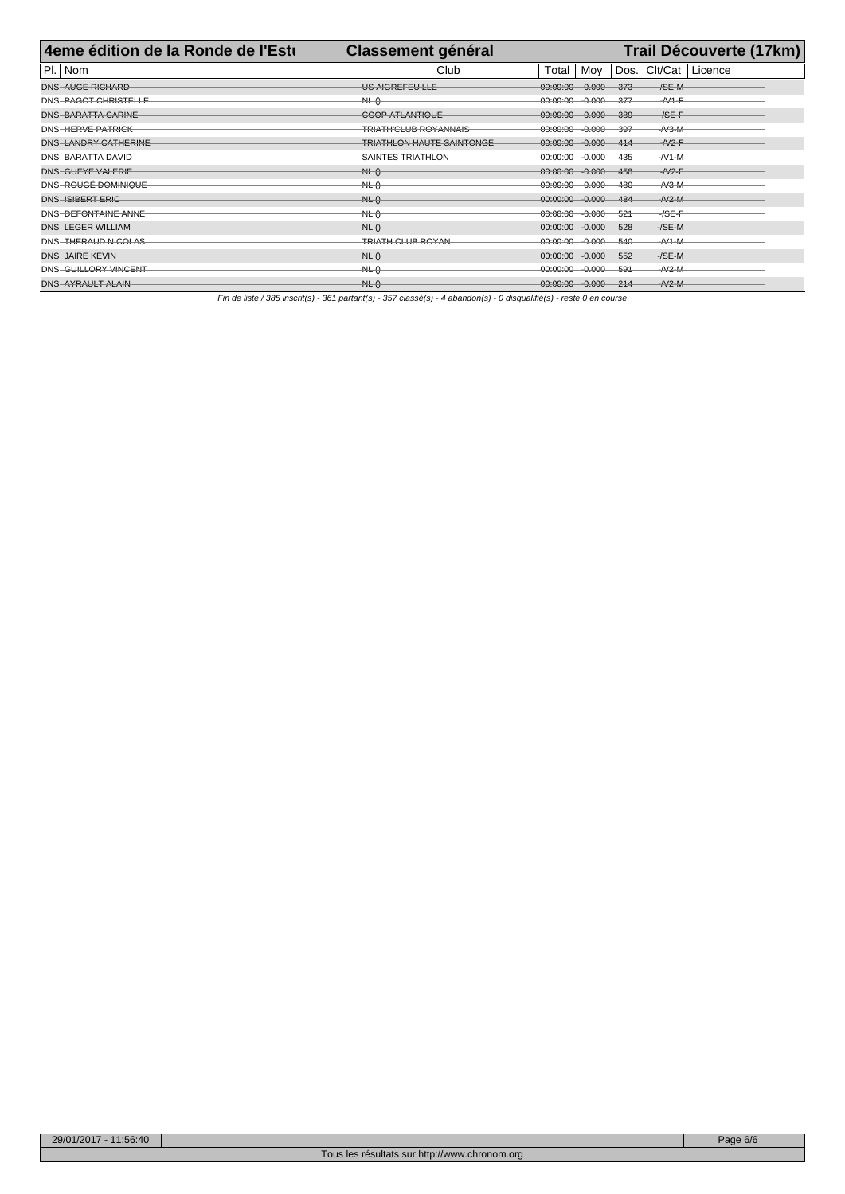| 4eme édition de la Ronde de l'Estı | | Classement général | | | | | Trail Découverte (17km) |
|---|---|---|---|---|---|---|---|
| Pl. | Nom | Club | Total | Moy | Dos. | Clt/Cat | Licence |
| DNS | AUGE RICHARD | US AIGREFEUILLE | 00:00:00 | 0.000 | 373 | -/SE-M | |
| DNS | PAGOT CHRISTELLE | NL () | 00:00:00 | 0.000 | 377 | -/V1-F | |
| DNS | BARATTA CARINE | COOP ATLANTIQUE | 00:00:00 | 0.000 | 389 | -/SE-F | |
| DNS | HERVE PATRICK | TRIATH'CLUB ROYANNAIS | 00:00:00 | 0.000 | 397 | -/V3-M | |
| DNS | LANDRY CATHERINE | TRIATHLON HAUTE SAINTONGE | 00:00:00 | 0.000 | 414 | -/V2-F | |
| DNS | BARATTA DAVID | SAINTES TRIATHLON | 00:00:00 | 0.000 | 435 | -/V1-M | |
| DNS | GUEYE VALERIE | NL () | 00:00:00 | 0.000 | 458 | -/V2-F | |
| DNS | ROUGÉ DOMINIQUE | NL () | 00:00:00 | 0.000 | 480 | -/V3-M | |
| DNS | ISIBERT ERIC | NL () | 00:00:00 | 0.000 | 484 | -/V2-M | |
| DNS | DEFONTAINE ANNE | NL () | 00:00:00 | 0.000 | 521 | -/SE-F | |
| DNS | LEGER WILLIAM | NL () | 00:00:00 | 0.000 | 528 | -/SE-M | |
| DNS | THERAUD NICOLAS | TRIATH CLUB ROYAN | 00:00:00 | 0.000 | 540 | -/V1-M | |
| DNS | JAIRE KEVIN | NL () | 00:00:00 | 0.000 | 552 | -/SE-M | |
| DNS | GUILLORY VINCENT | NL () | 00:00:00 | 0.000 | 591 | -/V2-M | |
| DNS | AYRAULT ALAIN | NL () | 00:00:00 | 0.000 | 214 | -/V2-M | |

*Fin de liste / 385 inscrit(s) - 361 partant(s) - 357 classé(s) - 4 abandon(s) - 0 disqualifié(s) - reste 0 en course*

29/01/2017 - 11:56:40

Tous les résultats sur http://www.chronom.org